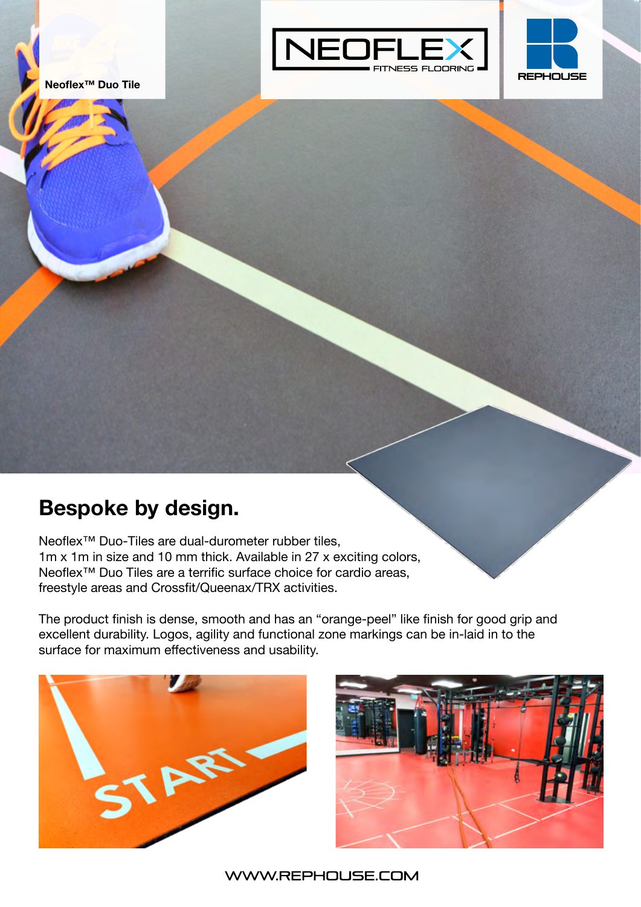Neoflex™ Duo Tile

NEOFLEX FITNESS FLOORING

REPHOUSE

# Bespoke by design.

Neoflex™ Duo-Tiles are dual-durometer rubber tiles, 1m x 1m in size and 10 mm thick. Available in 27 x exciting colors, Neoflex™ Duo Tiles are a terrific surface choice for cardio areas, freestyle areas and Crossfit/Queenax/TRX activities.

The product finish is dense, smooth and has an "orange-peel" like finish for good grip and excellent durability. Logos, agility and functional zone markings can be in-laid in to the surface for maximum effectiveness and usability.

WWW.REPHOUSE.COM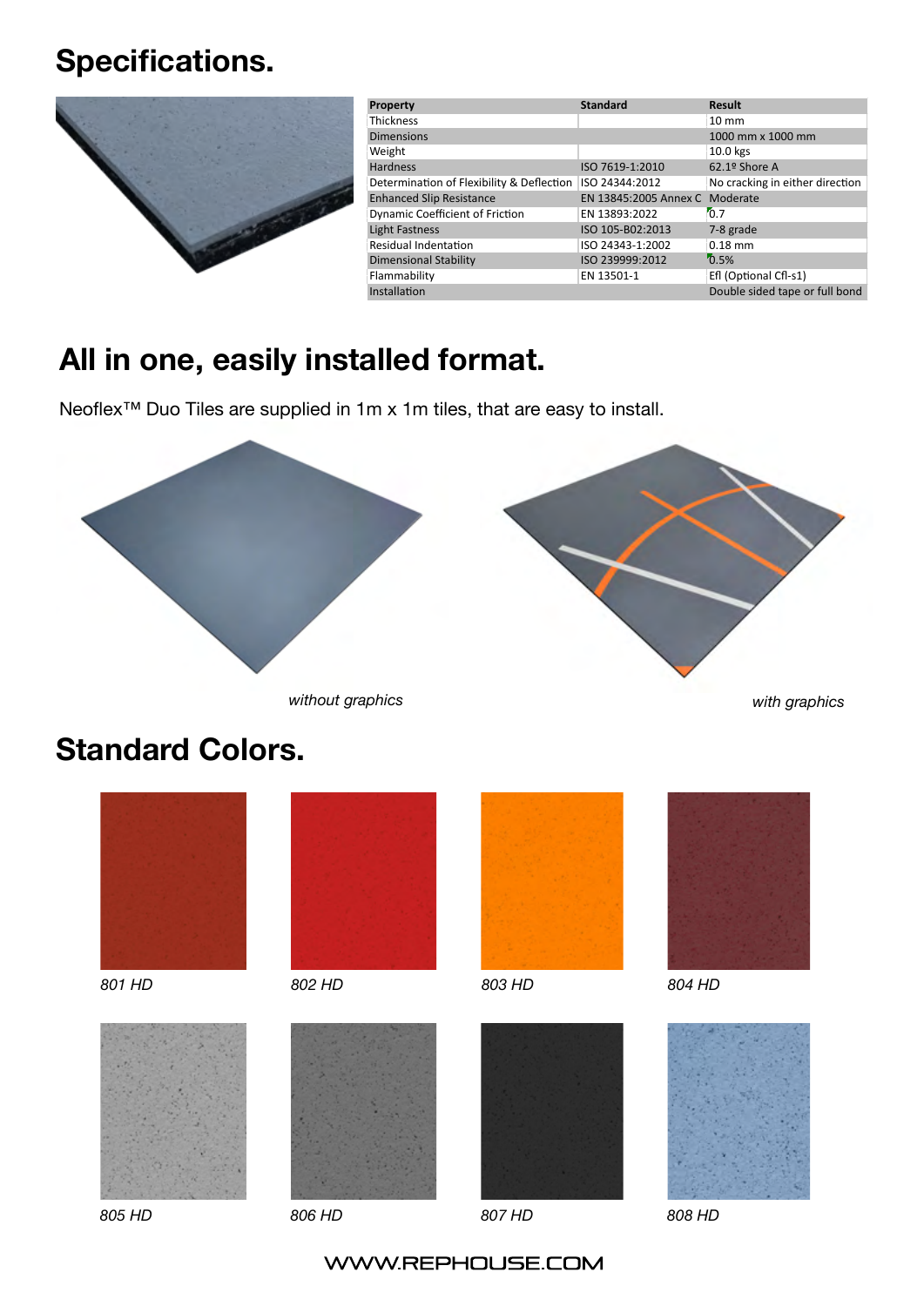# Specifications.

| Property | Standard | Result |
|---|---|---|
| Thickness | | 10 mm |
| Dimensions | | 1000 mm x 1000 mm |
| Weight | | 10.0 kgs |
| Hardness | ISO 7619-1:2010 | 62.1º Shore A |
| Determination of Flexibility & Deflection | ISO 24344:2012 | No cracking in either direction |
| Enhanced Slip Resistance | EN 13845:2005 Annex C | Moderate |
| Dynamic Coefficient of Friction | EN 13893:2022 | 0.7 |
| Light Fastness | ISO 105-B02:2013 | 7-8 grade |
| Residual Indentation | ISO 24343-1:2002 | 0.18 mm |
| Dimensional Stability | ISO 239999:2012 | 0.5% |
| Flammability | EN 13501-1 | Efl (Optional Cfl-s1) |
| Installation | | Double sided tape or full bond |

# All in one, easily installed format.

Neoflex™ Duo Tiles are supplied in 1m x 1m tiles, that are easy to install.

*without graphics*

*with graphics*

# Standard Colors.

*801 HD*

*802 HD*

*803 HD*

*804 HD*

*805 HD*

*806 HD*

*807 HD*

*808 HD*

WWW.REPHOUSE.COM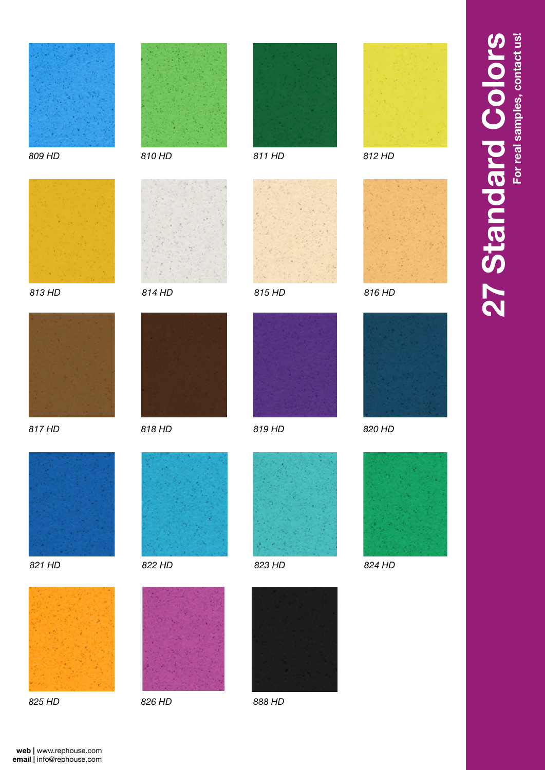# 27 Standard Colors

**For real samples, contact us!**

*809 HD*

*810 HD*

*811 HD*

*812 HD*

*813 HD*

*814 HD*

*815 HD*

*816 HD*

*817 HD*

*818 HD*

*819 HD*

*820 HD*

*821 HD*

*822 HD*

*823 HD*

*824 HD*

*825 HD*

*826 HD*

*888 HD*

**web** | www.rephouse.com
**email** | info@rephouse.com